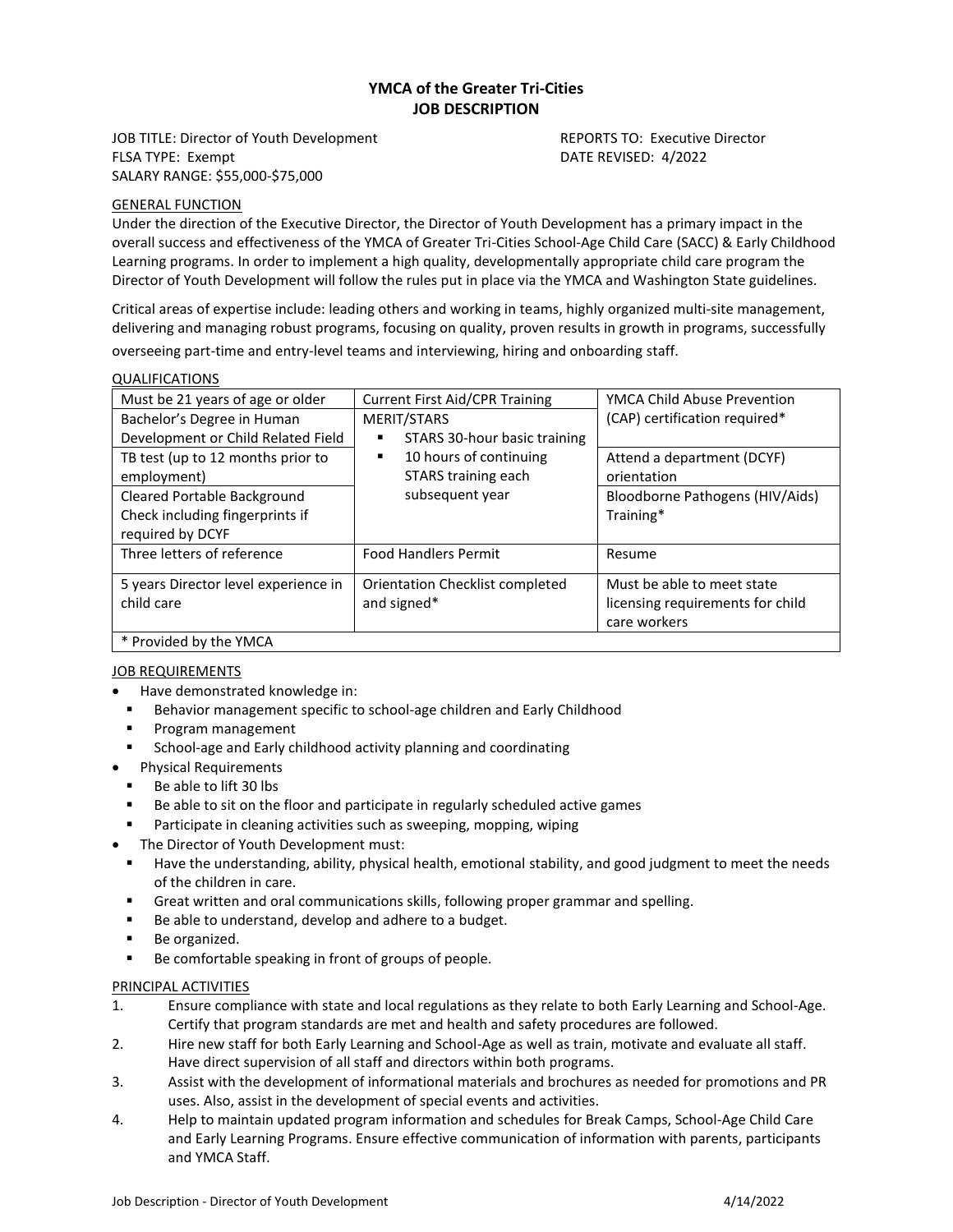# YMCA of the Greater Tri-Cities
## JOB DESCRIPTION

JOB TITLE: Director of Youth Development
FLSA TYPE: Exempt
SALARY RANGE: $55,000-$75,000

REPORTS TO: Executive Director
DATE REVISED: 4/2022

### GENERAL FUNCTION

Under the direction of the Executive Director, the Director of Youth Development has a primary impact in the overall success and effectiveness of the YMCA of Greater Tri-Cities School-Age Child Care (SACC) & Early Childhood Learning programs. In order to implement a high quality, developmentally appropriate child care program the Director of Youth Development will follow the rules put in place via the YMCA and Washington State guidelines.

Critical areas of expertise include: leading others and working in teams, highly organized multi-site management, delivering and managing robust programs, focusing on quality, proven results in growth in programs, successfully overseeing part-time and entry-level teams and interviewing, hiring and onboarding staff.

### QUALIFICATIONS

| | | |
|---|---|---|
| Must be 21 years of age or older | Current First Aid/CPR Training | YMCA Child Abuse Prevention (CAP) certification required* |
| Bachelor's Degree in Human Development or Child Related Field | MERIT/STARS<br>▪ STARS 30-hour basic training<br>▪ 10 hours of continuing STARS training each subsequent year | |
| TB test (up to 12 months prior to employment) | | Attend a department (DCYF) orientation |
| Cleared Portable Background Check including fingerprints if required by DCYF | | Bloodborne Pathogens (HIV/Aids) Training* |
| Three letters of reference | Food Handlers Permit | Resume |
| 5 years Director level experience in child care | Orientation Checklist completed and signed* | Must be able to meet state licensing requirements for child care workers |
| * Provided by the YMCA | | |

### JOB REQUIREMENTS

- Have demonstrated knowledge in:
  - Behavior management specific to school-age children and Early Childhood
  - Program management
  - School-age and Early childhood activity planning and coordinating
- Physical Requirements
  - Be able to lift 30 lbs
  - Be able to sit on the floor and participate in regularly scheduled active games
  - Participate in cleaning activities such as sweeping, mopping, wiping
- The Director of Youth Development must:
  - Have the understanding, ability, physical health, emotional stability, and good judgment to meet the needs of the children in care.
  - Great written and oral communications skills, following proper grammar and spelling.
  - Be able to understand, develop and adhere to a budget.
  - Be organized.
  - Be comfortable speaking in front of groups of people.

### PRINCIPAL ACTIVITIES

1. Ensure compliance with state and local regulations as they relate to both Early Learning and School-Age. Certify that program standards are met and health and safety procedures are followed.
2. Hire new staff for both Early Learning and School-Age as well as train, motivate and evaluate all staff. Have direct supervision of all staff and directors within both programs.
3. Assist with the development of informational materials and brochures as needed for promotions and PR uses. Also, assist in the development of special events and activities.
4. Help to maintain updated program information and schedules for Break Camps, School-Age Child Care and Early Learning Programs. Ensure effective communication of information with parents, participants and YMCA Staff.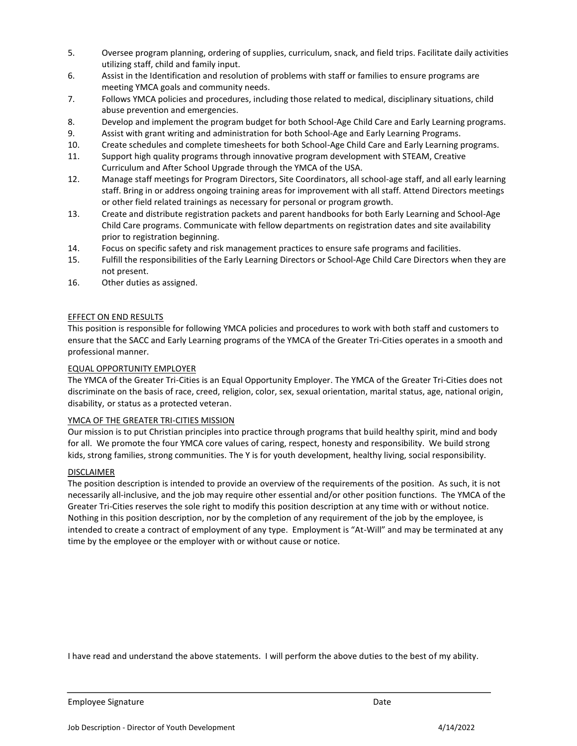5. Oversee program planning, ordering of supplies, curriculum, snack, and field trips. Facilitate daily activities utilizing staff, child and family input.
6. Assist in the Identification and resolution of problems with staff or families to ensure programs are meeting YMCA goals and community needs.
7. Follows YMCA policies and procedures, including those related to medical, disciplinary situations, child abuse prevention and emergencies.
8. Develop and implement the program budget for both School-Age Child Care and Early Learning programs.
9. Assist with grant writing and administration for both School-Age and Early Learning Programs.
10. Create schedules and complete timesheets for both School-Age Child Care and Early Learning programs.
11. Support high quality programs through innovative program development with STEAM, Creative Curriculum and After School Upgrade through the YMCA of the USA.
12. Manage staff meetings for Program Directors, Site Coordinators, all school-age staff, and all early learning staff. Bring in or address ongoing training areas for improvement with all staff. Attend Directors meetings or other field related trainings as necessary for personal or program growth.
13. Create and distribute registration packets and parent handbooks for both Early Learning and School-Age Child Care programs. Communicate with fellow departments on registration dates and site availability prior to registration beginning.
14. Focus on specific safety and risk management practices to ensure safe programs and facilities.
15. Fulfill the responsibilities of the Early Learning Directors or School-Age Child Care Directors when they are not present.
16. Other duties as assigned.

## EFFECT ON END RESULTS

This position is responsible for following YMCA policies and procedures to work with both staff and customers to ensure that the SACC and Early Learning programs of the YMCA of the Greater Tri-Cities operates in a smooth and professional manner.

## EQUAL OPPORTUNITY EMPLOYER

The YMCA of the Greater Tri-Cities is an Equal Opportunity Employer. The YMCA of the Greater Tri-Cities does not discriminate on the basis of race, creed, religion, color, sex, sexual orientation, marital status, age, national origin, disability, or status as a protected veteran.

## YMCA OF THE GREATER TRI-CITIES MISSION

Our mission is to put Christian principles into practice through programs that build healthy spirit, mind and body for all. We promote the four YMCA core values of caring, respect, honesty and responsibility. We build strong kids, strong families, strong communities. The Y is for youth development, healthy living, social responsibility.

## DISCLAIMER

The position description is intended to provide an overview of the requirements of the position. As such, it is not necessarily all-inclusive, and the job may require other essential and/or other position functions. The YMCA of the Greater Tri-Cities reserves the sole right to modify this position description at any time with or without notice. Nothing in this position description, nor by the completion of any requirement of the job by the employee, is intended to create a contract of employment of any type. Employment is "At-Will" and may be terminated at any time by the employee or the employer with or without cause or notice.

I have read and understand the above statements. I will perform the above duties to the best of my ability.

Employee Signature Date